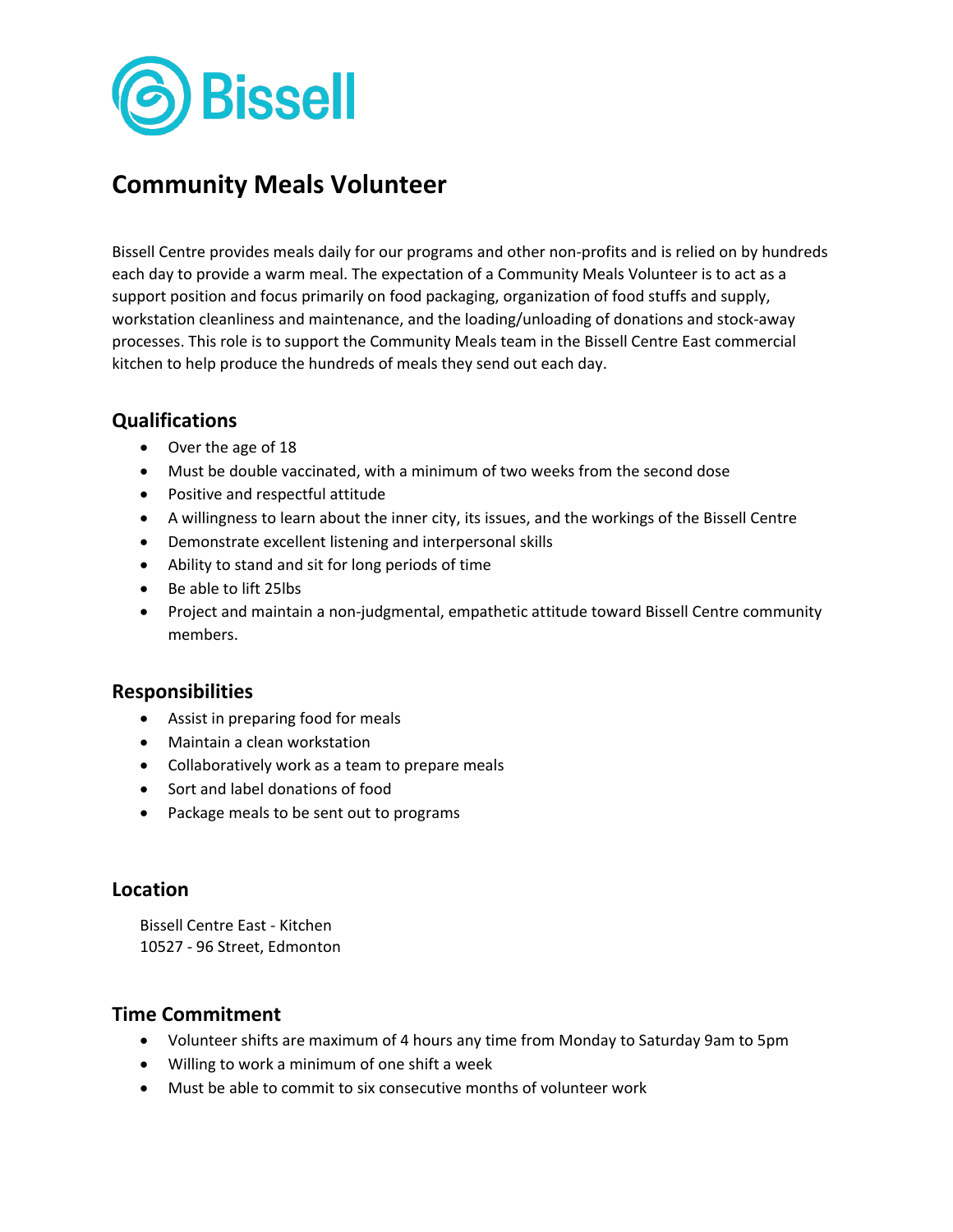Bissell

# Community Meals Volunteer

Bissell Centre provides meals daily for our programs and other non-profits and is relied on by hundreds each day to provide a warm meal. The expectation of a Community Meals Volunteer is to act as a support position and focus primarily on food packaging, organization of food stuffs and supply, workstation cleanliness and maintenance, and the loading/unloading of donations and stock-away processes. This role is to support the Community Meals team in the Bissell Centre East commercial kitchen to help produce the hundreds of meals they send out each day.

## Qualifications

- Over the age of 18
- Must be double vaccinated, with a minimum of two weeks from the second dose
- Positive and respectful attitude
- A willingness to learn about the inner city, its issues, and the workings of the Bissell Centre
- Demonstrate excellent listening and interpersonal skills
- Ability to stand and sit for long periods of time
- Be able to lift 25lbs
- Project and maintain a non-judgmental, empathetic attitude toward Bissell Centre community members.

## Responsibilities

- Assist in preparing food for meals
- Maintain a clean workstation
- Collaboratively work as a team to prepare meals
- Sort and label donations of food
- Package meals to be sent out to programs

## Location

Bissell Centre East - Kitchen
10527 - 96 Street, Edmonton

## Time Commitment

- Volunteer shifts are maximum of 4 hours any time from Monday to Saturday 9am to 5pm
- Willing to work a minimum of one shift a week
- Must be able to commit to six consecutive months of volunteer work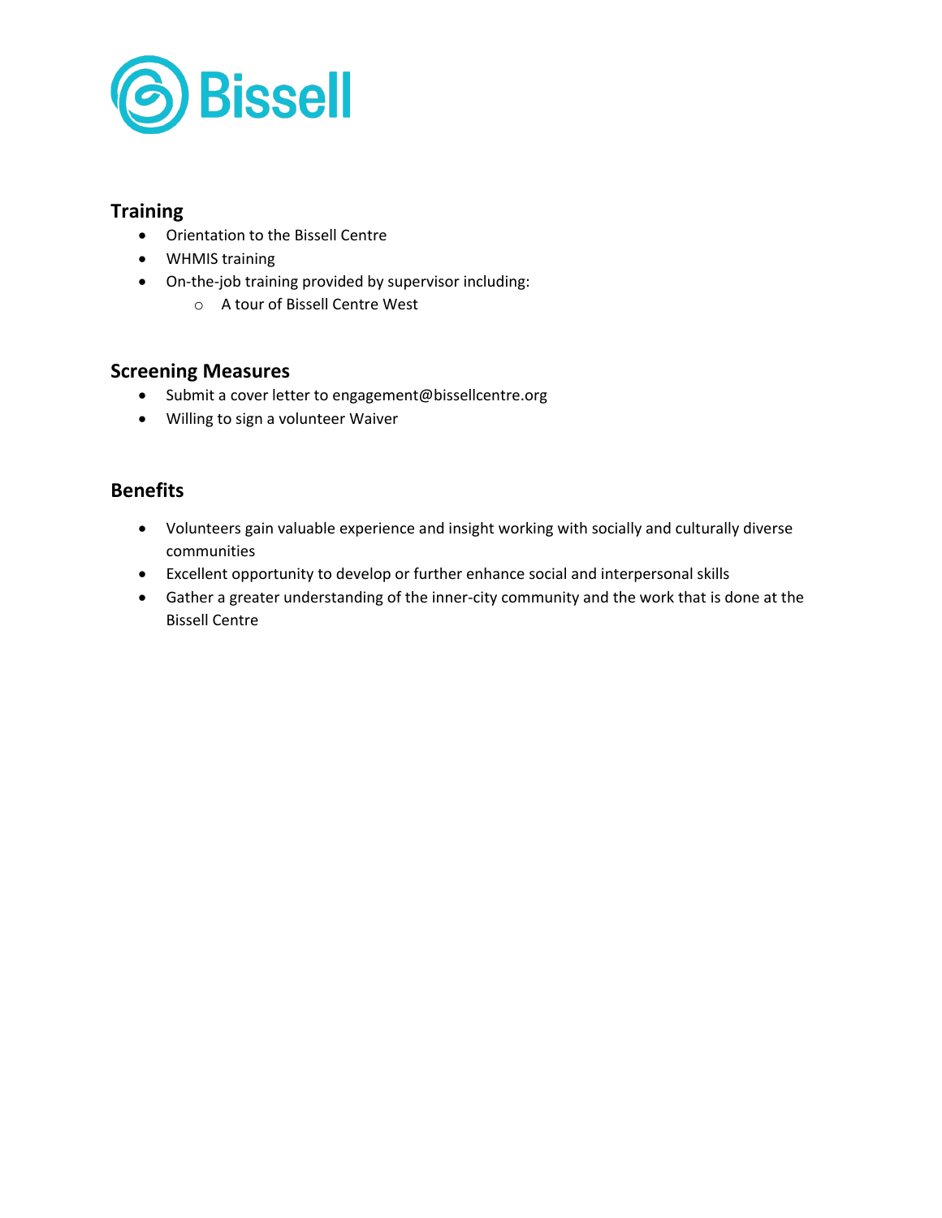## Training

- Orientation to the Bissell Centre
- WHMIS training
- On-the-job training provided by supervisor including:
  - A tour of Bissell Centre West

## Screening Measures

- Submit a cover letter to engagement@bissellcentre.org
- Willing to sign a volunteer Waiver

## Benefits

- Volunteers gain valuable experience and insight working with socially and culturally diverse communities
- Excellent opportunity to develop or further enhance social and interpersonal skills
- Gather a greater understanding of the inner-city community and the work that is done at the Bissell Centre